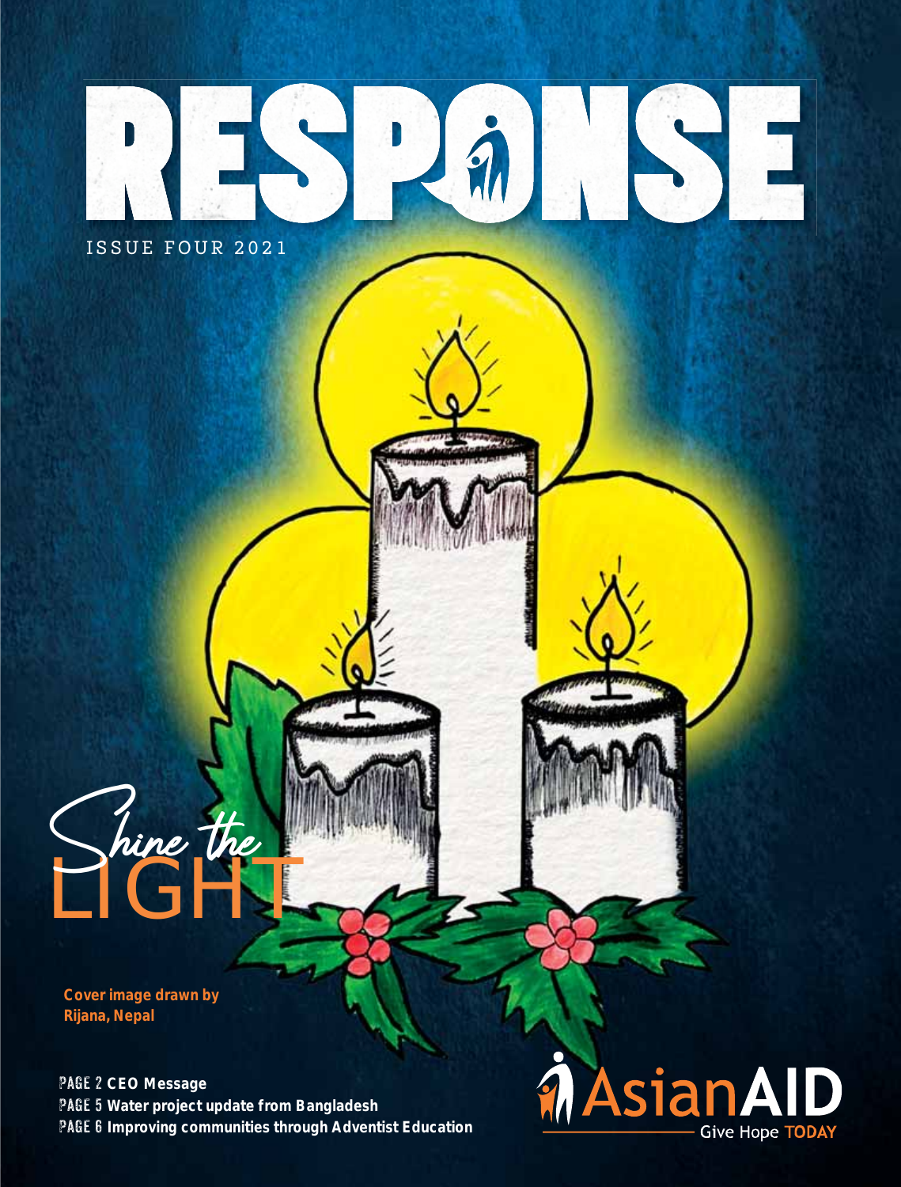# RESPONSE

ISSUE FOUR 2021

## Shine the LIGHT

**Cover image drawn by Rijana, Nepal**

**PAGE 2 CEO Message**
**PAGE 5 Water project update from Bangladesh**
**PAGE 6 Improving communities through Adventist Education**

AsianAID
Give Hope TODAY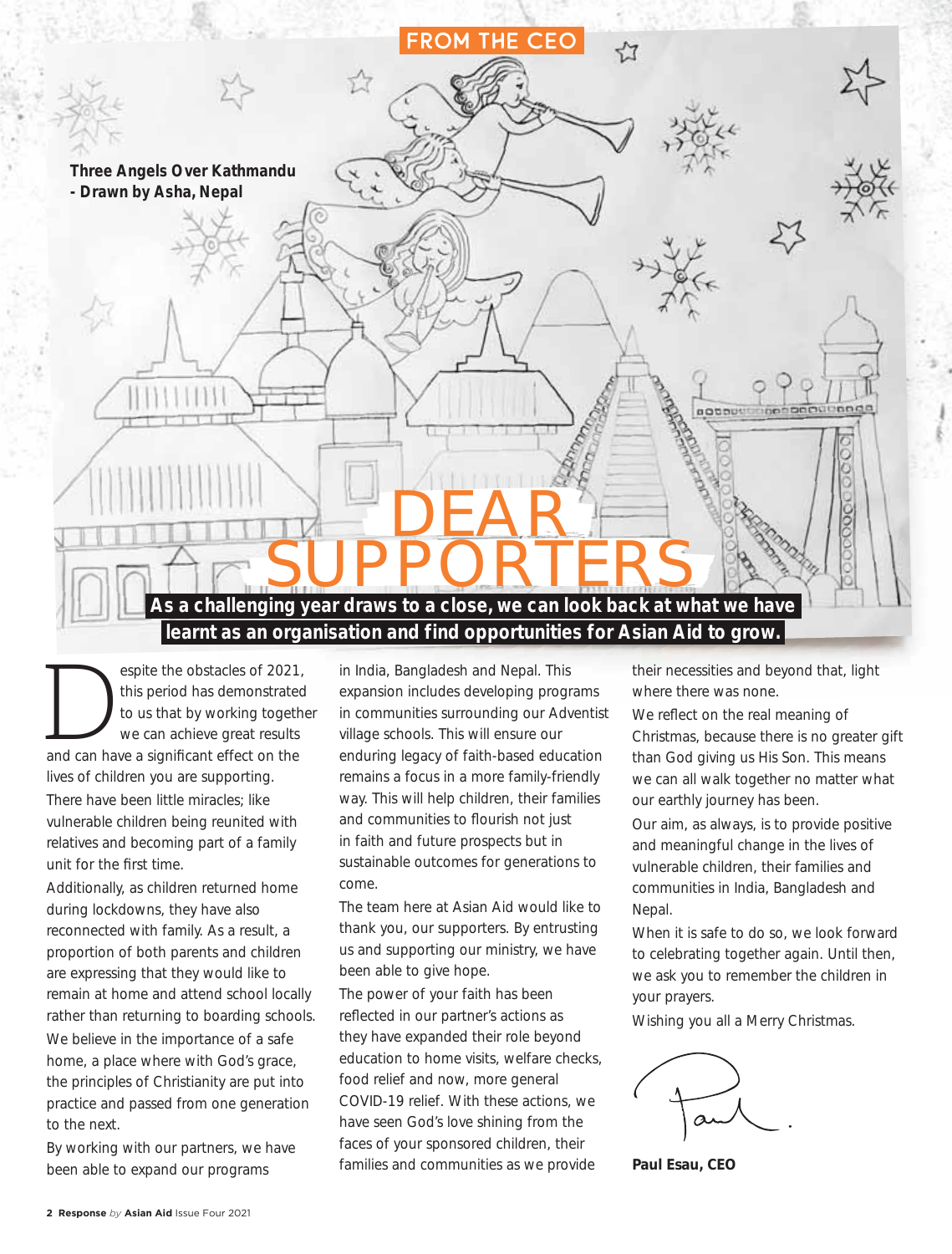FROM THE CEO

**Three Angels Over Kathmandu - Drawn by Asha, Nepal**

# DEAR SUPPORTERS

**As a challenging year draws to a close, we can look back at what we have learnt as an organisation and find opportunities for Asian Aid to grow.**

Despite the obstacles of 2021, this period has demonstrated to us that by working together we can achieve great results and can have a significant effect on the lives of children you are supporting.

There have been little miracles; like vulnerable children being reunited with relatives and becoming part of a family unit for the first time.

Additionally, as children returned home during lockdowns, they have also reconnected with family. As a result, a proportion of both parents and children are expressing that they would like to remain at home and attend school locally rather than returning to boarding schools.

We believe in the importance of a safe home, a place where with God's grace, the principles of Christianity are put into practice and passed from one generation to the next.

By working with our partners, we have been able to expand our programs in India, Bangladesh and Nepal. This expansion includes developing programs in communities surrounding our Adventist village schools. This will ensure our enduring legacy of faith-based education remains a focus in a more family-friendly way. This will help children, their families and communities to flourish not just in faith and future prospects but in sustainable outcomes for generations to come.

The team here at Asian Aid would like to thank you, our supporters. By entrusting us and supporting our ministry, we have been able to give hope.

The power of your faith has been reflected in our partner's actions as they have expanded their role beyond education to home visits, welfare checks, food relief and now, more general COVID-19 relief. With these actions, we have seen God's love shining from the faces of your sponsored children, their families and communities as we provide their necessities and beyond that, light where there was none.

We reflect on the real meaning of Christmas, because there is no greater gift than God giving us His Son. This means we can all walk together no matter what our earthly journey has been.

Our aim, as always, is to provide positive and meaningful change in the lives of vulnerable children, their families and communities in India, Bangladesh and Nepal.

When it is safe to do so, we look forward to celebrating together again. Until then, we ask you to remember the children in your prayers.

Wishing you all a Merry Christmas.

**Paul Esau, CEO**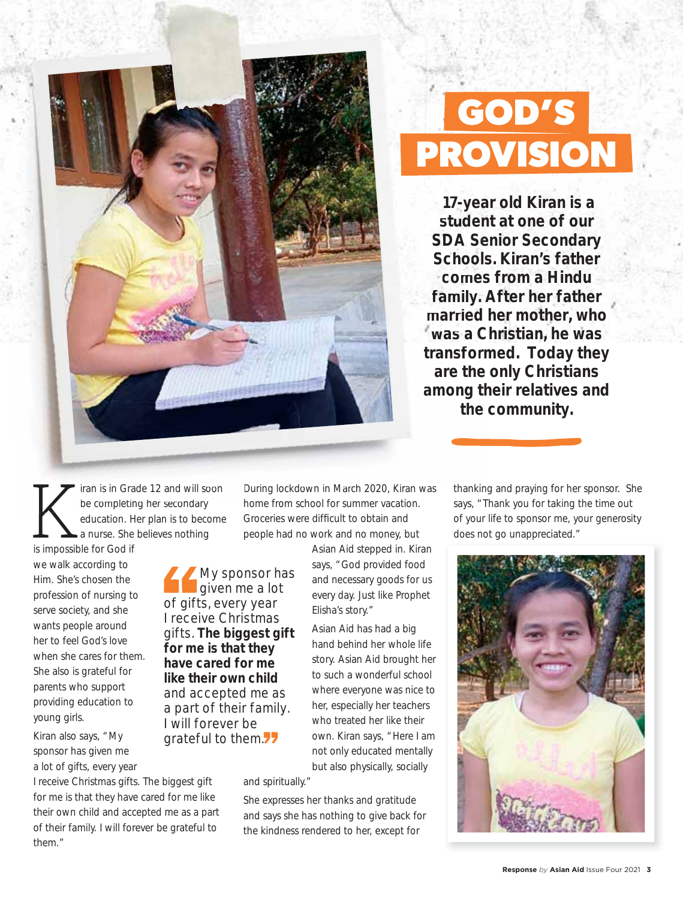# GOD'S PROVISION

**17-year old Kiran is a student at one of our SDA Senior Secondary Schools. Kiran's father comes from a Hindu family. After her father married her mother, who was a Christian, he was transformed. Today they are the only Christians among their relatives and the community.**

Kiran is in Grade 12 and will soon be completing her secondary education. Her plan is to become a nurse. She believes nothing is impossible for God if we walk according to Him. She's chosen the profession of nursing to serve society, and she wants people around her to feel God's love when she cares for them. She also is grateful for parents who support providing education to young girls.

Kiran also says, "My sponsor has given me a lot of gifts, every year I receive Christmas gifts. The biggest gift for me is that they have cared for me like their own child and accepted me as a part of their family. I will forever be grateful to them."

> "My sponsor has given me a lot of gifts, every year I receive Christmas gifts. **The biggest gift for me is that they have cared for me like their own child** and accepted me as a part of their family. I will forever be grateful to them."

During lockdown in March 2020, Kiran was home from school for summer vacation. Groceries were difficult to obtain and people had no work and no money, but Asian Aid stepped in. Kiran says, "God provided food and necessary goods for us every day. Just like Prophet Elisha's story."

Asian Aid has had a big hand behind her whole life story. Asian Aid brought her to such a wonderful school where everyone was nice to her, especially her teachers who treated her like their own. Kiran says, "Here I am not only educated mentally but also physically, socially and spiritually."

She expresses her thanks and gratitude and says she has nothing to give back for the kindness rendered to her, except for thanking and praying for her sponsor. She says, "Thank you for taking the time out of your life to sponsor me, your generosity does not go unappreciated."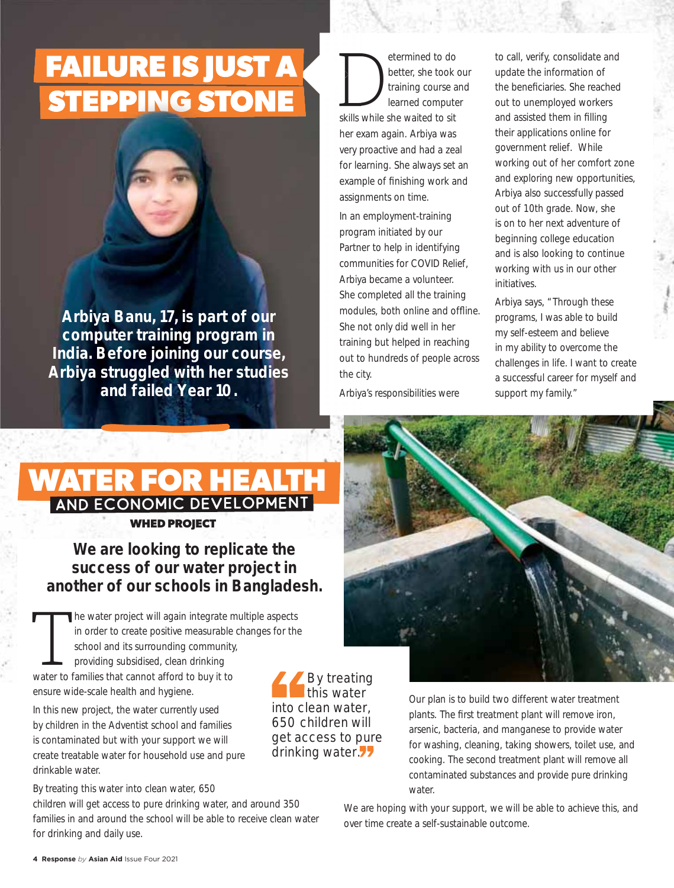# FAILURE IS JUST A STEPPING STONE

**Arbiya Banu, 17, is part of our computer training program in India. Before joining our course, Arbiya struggled with her studies and failed Year 10.**

Determined to do better, she took our training course and learned computer skills while she waited to sit her exam again. Arbiya was very proactive and had a zeal for learning. She always set an example of finishing work and assignments on time.

In an employment-training program initiated by our Partner to help in identifying communities for COVID Relief, Arbiya became a volunteer. She completed all the training modules, both online and offline. She not only did well in her training but helped in reaching out to hundreds of people across the city.

Arbiya's responsibilities were to call, verify, consolidate and update the information of the beneficiaries. She reached out to unemployed workers and assisted them in filling their applications online for government relief. While working out of her comfort zone and exploring new opportunities, Arbiya also successfully passed out of 10th grade. Now, she is on to her next adventure of beginning college education and is also looking to continue working with us in our other initiatives.

Arbiya says, "Through these programs, I was able to build my self-esteem and believe in my ability to overcome the challenges in life. I want to create a successful career for myself and support my family."

# WATER FOR HEALTH

## AND ECONOMIC DEVELOPMENT

### WHED PROJECT

**We are looking to replicate the success of our water project in another of our schools in Bangladesh.**

The water project will again integrate multiple aspects in order to create positive measurable changes for the school and its surrounding community, providing subsidised, clean drinking water to families that cannot afford to buy it to ensure wide-scale health and hygiene.

In this new project, the water currently used by children in the Adventist school and families is contaminated but with your support we will create treatable water for household use and pure drinkable water.

By treating this water into clean water, 650 children will get access to pure drinking water, and around 350 families in and around the school will be able to receive clean water for drinking and daily use.

> "By treating this water into clean water, 650 children will get access to pure drinking water."

Our plan is to build two different water treatment plants. The first treatment plant will remove iron, arsenic, bacteria, and manganese to provide water for washing, cleaning, taking showers, toilet use, and cooking. The second treatment plant will remove all contaminated substances and provide pure drinking water.

We are hoping with your support, we will be able to achieve this, and over time create a self-sustainable outcome.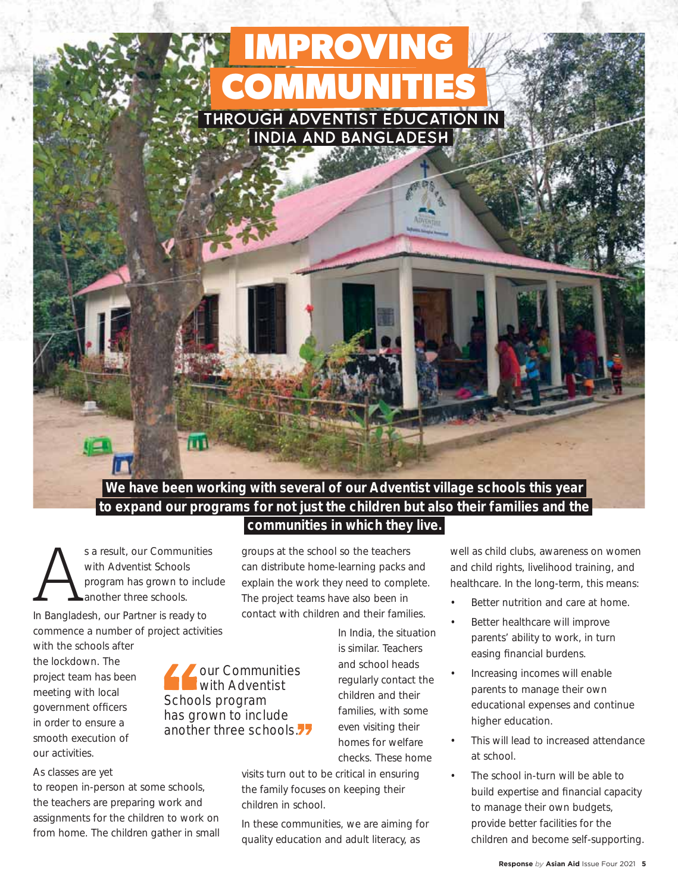# IMPROVING COMMUNITIES

## THROUGH ADVENTIST EDUCATION IN INDIA AND BANGLADESH

**We have been working with several of our Adventist village schools this year to expand our programs for not just the children but also their families and the communities in which they live.**

As a result, our Communities with Adventist Schools program has grown to include another three schools.

In Bangladesh, our Partner is ready to commence a number of project activities with the schools after the lockdown. The project team has been meeting with local government officers in order to ensure a smooth execution of our activities.

> "our Communities with Adventist Schools program has grown to include another three schools."

As classes are yet to reopen in-person at some schools, the teachers are preparing work and assignments for the children to work on from home. The children gather in small groups at the school so the teachers can distribute home-learning packs and explain the work they need to complete. The project teams have also been in contact with children and their families.

In India, the situation is similar. Teachers and school heads regularly contact the children and their families, with some even visiting their homes for welfare checks. These home visits turn out to be critical in ensuring the family focuses on keeping their children in school.

In these communities, we are aiming for quality education and adult literacy, as well as child clubs, awareness on women and child rights, livelihood training, and healthcare. In the long-term, this means:

- Better nutrition and care at home.
- Better healthcare will improve parents' ability to work, in turn easing financial burdens.
- Increasing incomes will enable parents to manage their own educational expenses and continue higher education.
- This will lead to increased attendance at school.
- The school in-turn will be able to build expertise and financial capacity to manage their own budgets, provide better facilities for the children and become self-supporting.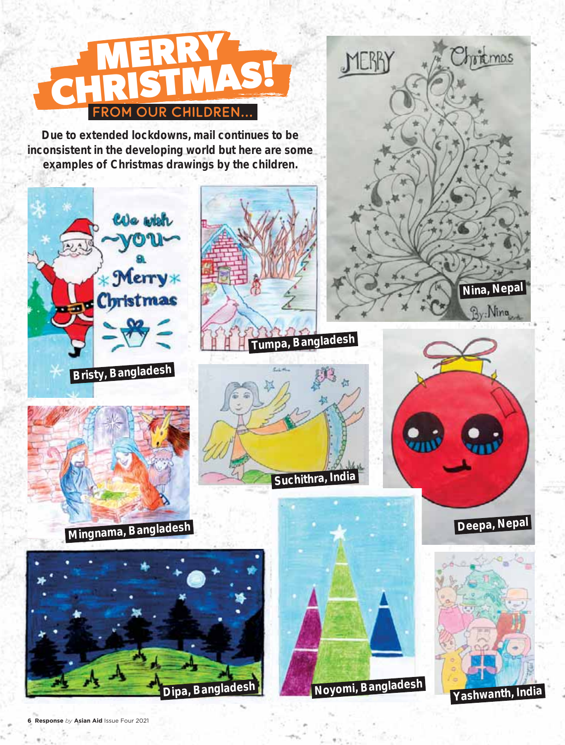# MERRY CHRISTMAS!

## FROM OUR CHILDREN...

**Due to extended lockdowns, mail continues to be inconsistent in the developing world but here are some examples of Christmas drawings by the children.**

Bristy, Bangladesh

Tumpa, Bangladesh

Nina, Nepal

Mingnama, Bangladesh

Suchithra, India

Deepa, Nepal

Dipa, Bangladesh

Noyomi, Bangladesh

Yashwanth, India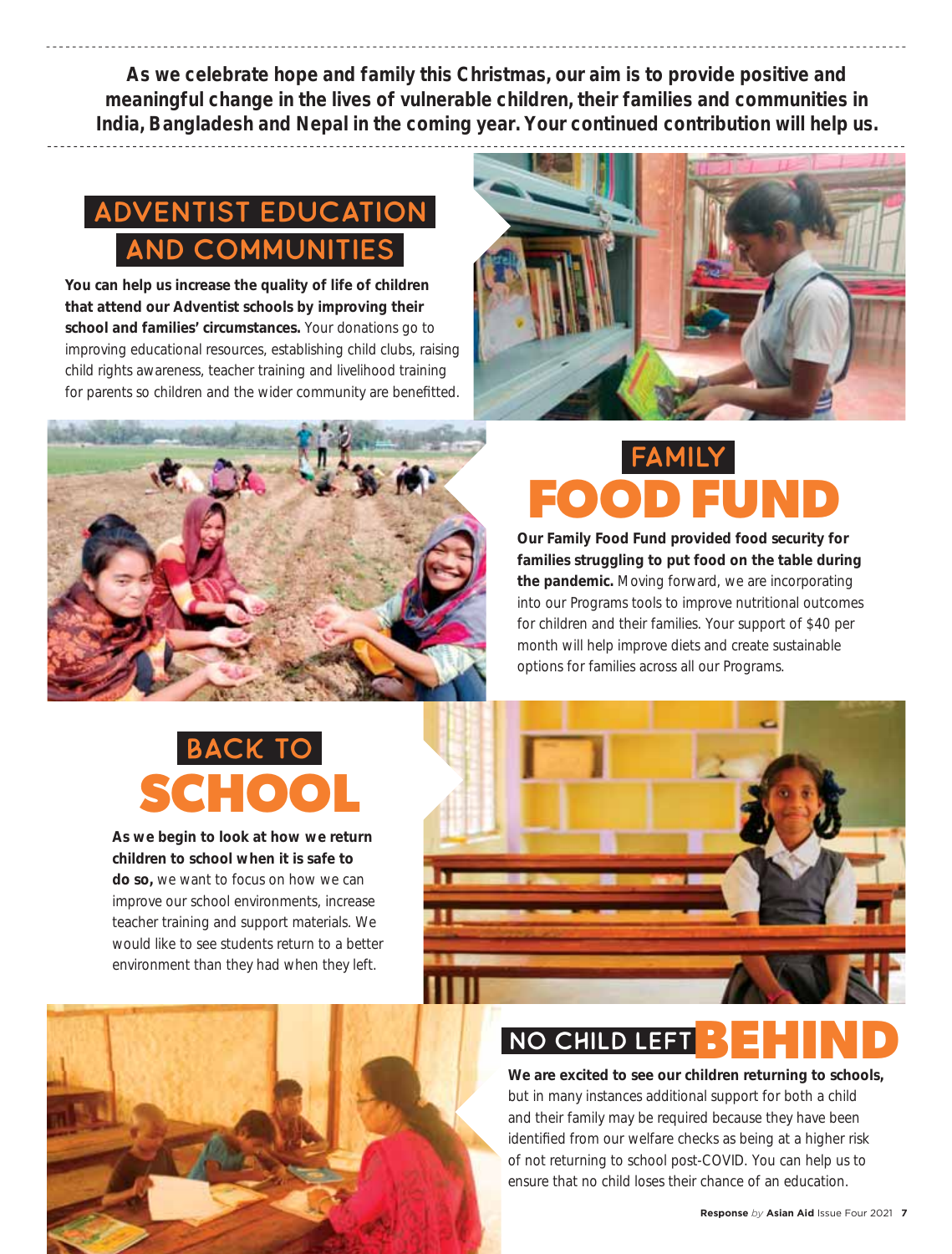**As we celebrate hope and family this Christmas, our aim is to provide positive and meaningful change in the lives of vulnerable children, their families and communities in India, Bangladesh and Nepal in the coming year. Your continued contribution will help us.**

## ADVENTIST EDUCATION AND COMMUNITIES

**You can help us increase the quality of life of children that attend our Adventist schools by improving their school and families' circumstances.** Your donations go to improving educational resources, establishing child clubs, raising child rights awareness, teacher training and livelihood training for parents so children and the wider community are benefitted.

## FAMILY FOOD FUND

**Our Family Food Fund provided food security for families struggling to put food on the table during the pandemic.** Moving forward, we are incorporating into our Programs tools to improve nutritional outcomes for children and their families. Your support of $40 per month will help improve diets and create sustainable options for families across all our Programs.

## BACK TO SCHOOL

**As we begin to look at how we return children to school when it is safe to do so,** we want to focus on how we can improve our school environments, increase teacher training and support materials. We would like to see students return to a better environment than they had when they left.

## NO CHILD LEFT BEHIND

**We are excited to see our children returning to schools,** but in many instances additional support for both a child and their family may be required because they have been identified from our welfare checks as being at a higher risk of not returning to school post-COVID. You can help us to ensure that no child loses their chance of an education.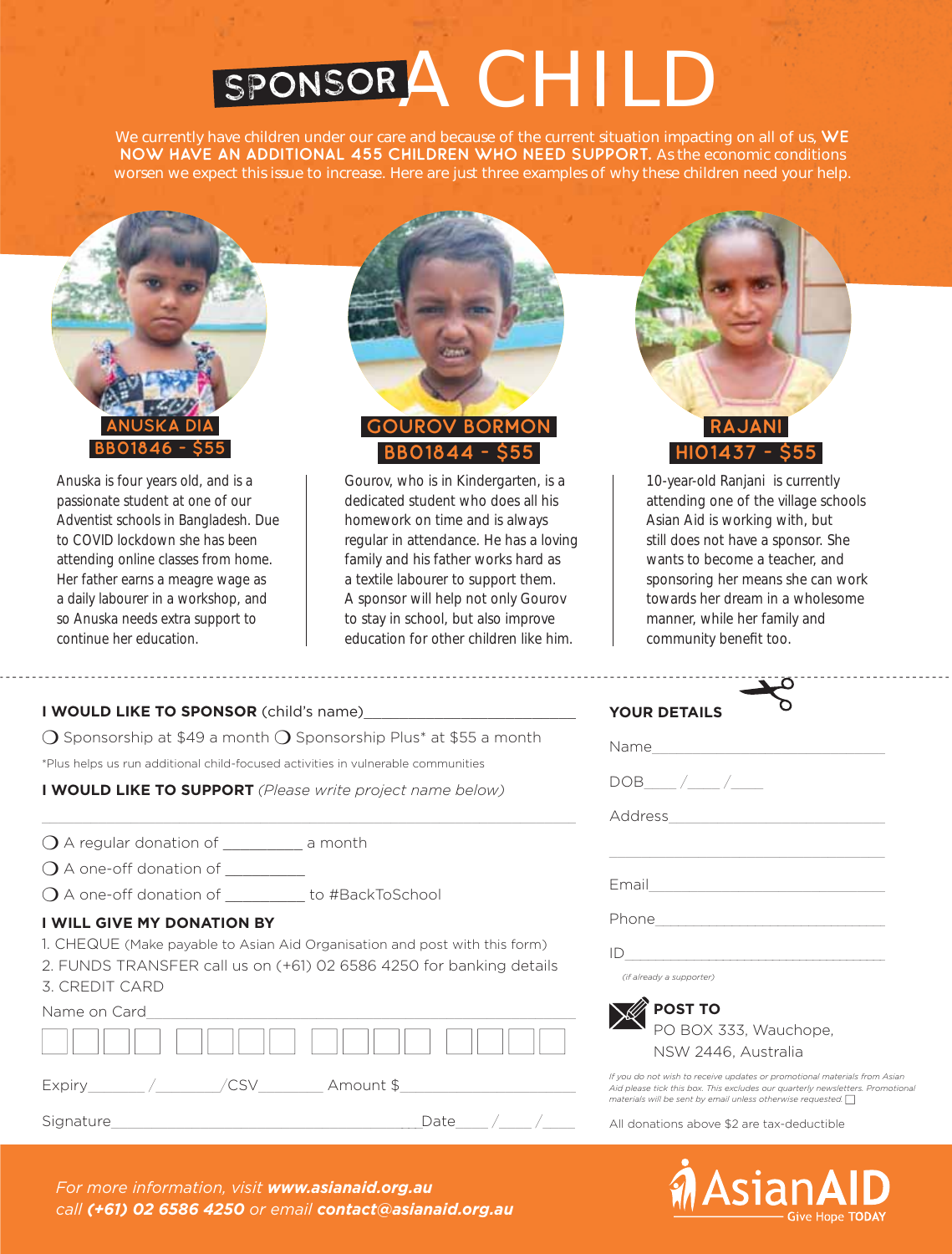# SPONSOR A CHILD

We currently have children under our care and because of the current situation impacting on all of us, **WE NOW HAVE AN ADDITIONAL 455 CHILDREN WHO NEED SUPPORT.** As the economic conditions worsen we expect this issue to increase. Here are just three examples of why these children need your help.

**ANUSKA DIA**
**BBO1846 - $55**

Anuska is four years old, and is a passionate student at one of our Adventist schools in Bangladesh. Due to COVID lockdown she has been attending online classes from home. Her father earns a meagre wage as a daily labourer in a workshop, and so Anuska needs extra support to continue her education.

**GOUROV BORMON**
**BBO1844 - $55**

Gourov, who is in Kindergarten, is a dedicated student who does all his homework on time and is always regular in attendance. He has a loving family and his father works hard as a textile labourer to support them. A sponsor will help not only Gourov to stay in school, but also improve education for other children like him.

**RAJANI**
**HIO1437 - $55**

10-year-old Ranjani is currently attending one of the village schools Asian Aid is working with, but still does not have a sponsor. She wants to become a teacher, and sponsoring her means she can work towards her dream in a wholesome manner, while her family and community benefit too.

---

**I WOULD LIKE TO SPONSOR** (child's name)\_\_\_\_\_\_\_\_\_\_\_\_\_\_\_\_\_\_\_\_

❍ Sponsorship at $49 a month ❍ Sponsorship Plus* at $55 a month

*Plus helps us run additional child-focused activities in vulnerable communities

**I WOULD LIKE TO SUPPORT** *(Please write project name below)*

\_\_\_\_\_\_\_\_\_\_\_\_\_\_\_\_\_\_\_\_\_\_\_\_\_\_\_\_\_\_\_\_\_\_\_\_\_\_\_\_

❍ A regular donation of \_\_\_\_\_\_\_\_\_\_ a month

❍ A one-off donation of \_\_\_\_\_\_\_\_\_\_

❍ A one-off donation of \_\_\_\_\_\_\_\_\_\_ to #BackToSchool

**I WILL GIVE MY DONATION BY**

1. CHEQUE (Make payable to Asian Aid Organisation and post with this form)
2. FUNDS TRANSFER call us on (+61) 02 6586 4250 for banking details
3. CREDIT CARD

Name on Card\_\_\_\_\_\_\_\_\_\_\_\_\_\_\_\_\_\_\_\_\_\_\_\_\_\_\_\_\_\_

Expiry\_\_\_\_\_\_\_ /\_\_\_\_\_\_\_\_/CSV\_\_\_\_\_\_\_\_ Amount $\_\_\_\_\_\_\_\_\_\_\_\_\_\_\_\_\_\_\_\_

Signature\_\_\_\_\_\_\_\_\_\_\_\_\_\_\_\_\_\_\_\_\_\_\_\_\_\_\_\_\_\_Date\_\_\_\_ /\_\_\_\_ /\_\_\_\_

**YOUR DETAILS**

Name\_\_\_\_\_\_\_\_\_\_\_\_\_\_\_\_\_\_\_\_\_\_\_\_\_\_\_\_

DOB\_\_\_\_ /\_\_\_\_ /\_\_\_\_

Address\_\_\_\_\_\_\_\_\_\_\_\_\_\_\_\_\_\_\_\_\_\_\_\_\_\_\_\_

\_\_\_\_\_\_\_\_\_\_\_\_\_\_\_\_\_\_\_\_\_\_\_\_\_\_\_\_\_\_\_\_

Email\_\_\_\_\_\_\_\_\_\_\_\_\_\_\_\_\_\_\_\_\_\_\_\_\_\_\_\_

Phone\_\_\_\_\_\_\_\_\_\_\_\_\_\_\_\_\_\_\_\_\_\_\_\_\_\_\_\_

ID\_\_\_\_\_\_\_\_\_\_\_\_\_\_\_\_\_\_\_\_\_\_\_\_\_\_\_\_\_\_

*(if already a supporter)*

**POST TO**
PO BOX 333, Wauchope,
NSW 2446, Australia

*If you do not wish to receive updates or promotional materials from Asian Aid please tick this box. This excludes our quarterly newsletters. Promotional materials will be sent by email unless otherwise requested.* ☐

All donations above $2 are tax-deductible

*For more information, visit **www.asianaid.org.au***
*call **(+61) 02 6586 4250** or email **contact@asianaid.org.au***

AsianAID — Give Hope TODAY